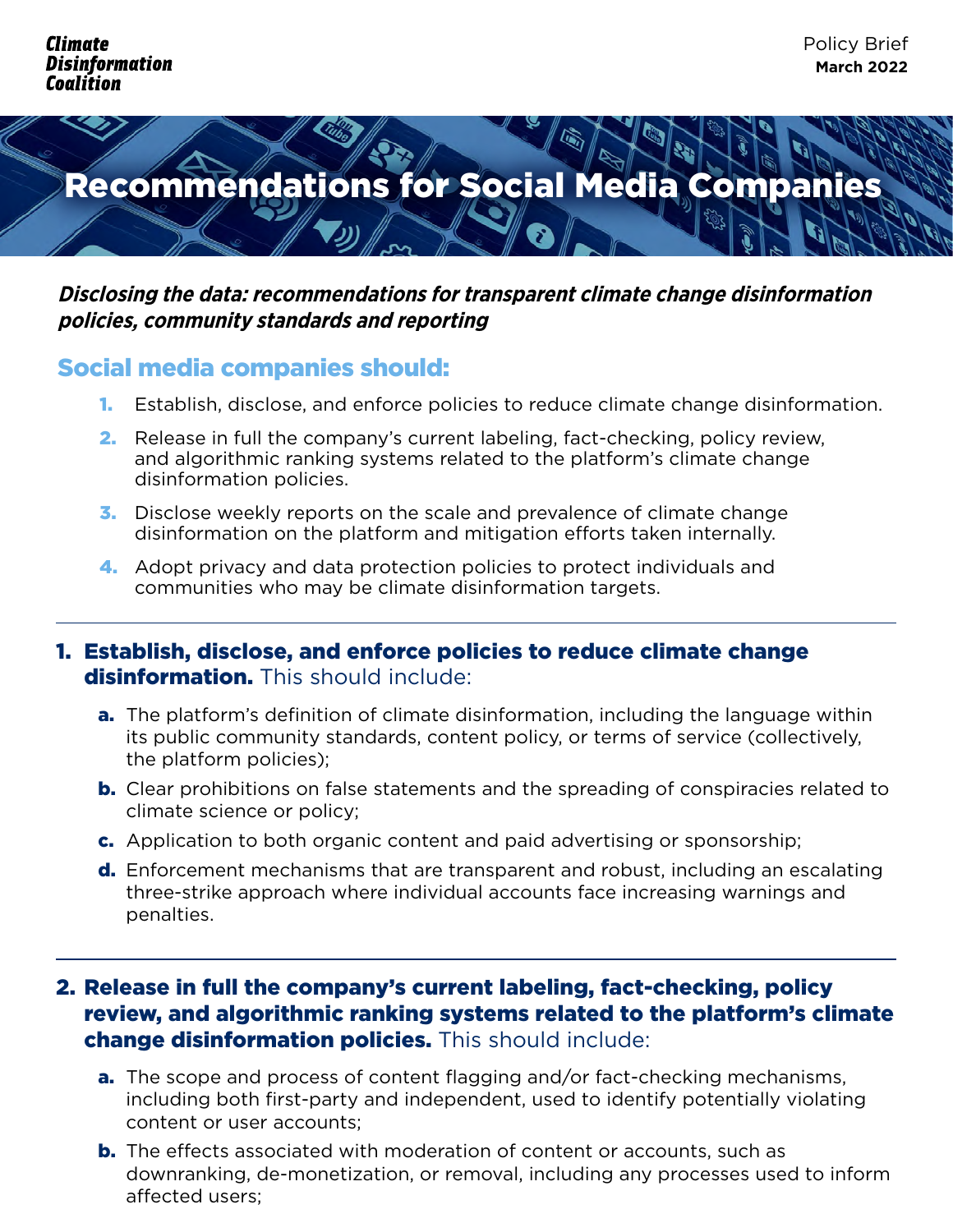Climate Disinformation Coalition

Policy Brief
**March 2022**

# Recommendations for Social Media Companies

***Disclosing the data: recommendations for transparent climate change disinformation policies, community standards and reporting***

## Social media companies should:

1. Establish, disclose, and enforce policies to reduce climate change disinformation.
2. Release in full the company's current labeling, fact-checking, policy review, and algorithmic ranking systems related to the platform's climate change disinformation policies.
3. Disclose weekly reports on the scale and prevalence of climate change disinformation on the platform and mitigation efforts taken internally.
4. Adopt privacy and data protection policies to protect individuals and communities who may be climate disinformation targets.

---

### 1. Establish, disclose, and enforce policies to reduce climate change disinformation. This should include:

- **a.** The platform's definition of climate disinformation, including the language within its public community standards, content policy, or terms of service (collectively, the platform policies);
- **b.** Clear prohibitions on false statements and the spreading of conspiracies related to climate science or policy;
- **c.** Application to both organic content and paid advertising or sponsorship;
- **d.** Enforcement mechanisms that are transparent and robust, including an escalating three-strike approach where individual accounts face increasing warnings and penalties.

---

### 2. Release in full the company's current labeling, fact-checking, policy review, and algorithmic ranking systems related to the platform's climate change disinformation policies. This should include:

- **a.** The scope and process of content flagging and/or fact-checking mechanisms, including both first-party and independent, used to identify potentially violating content or user accounts;
- **b.** The effects associated with moderation of content or accounts, such as downranking, de-monetization, or removal, including any processes used to inform affected users;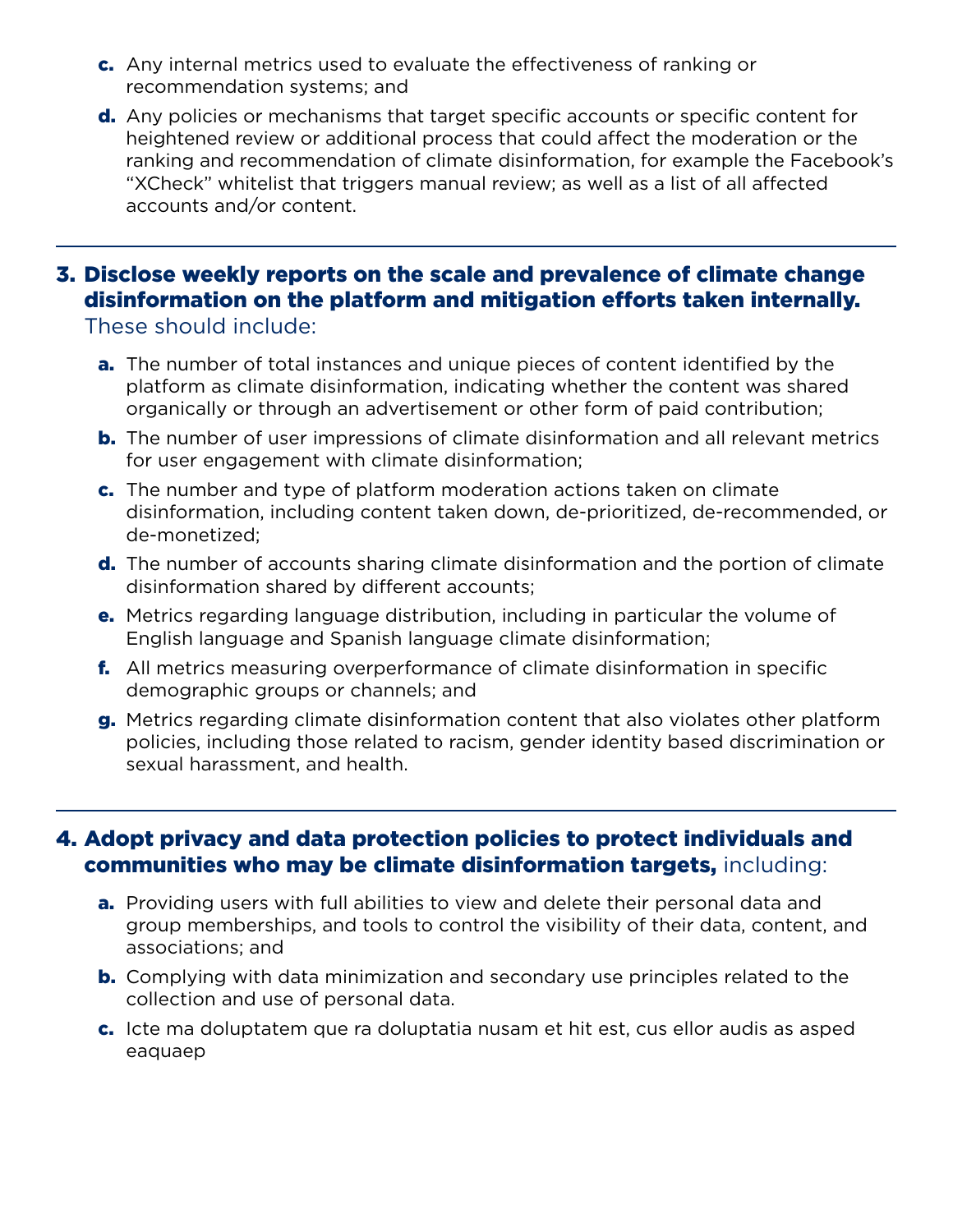c. Any internal metrics used to evaluate the effectiveness of ranking or recommendation systems; and

d. Any policies or mechanisms that target specific accounts or specific content for heightened review or additional process that could affect the moderation or the ranking and recommendation of climate disinformation, for example the Facebook's "XCheck" whitelist that triggers manual review; as well as a list of all affected accounts and/or content.

---

**3. Disclose weekly reports on the scale and prevalence of climate change disinformation on the platform and mitigation efforts taken internally.** These should include:

a. The number of total instances and unique pieces of content identified by the platform as climate disinformation, indicating whether the content was shared organically or through an advertisement or other form of paid contribution;

b. The number of user impressions of climate disinformation and all relevant metrics for user engagement with climate disinformation;

c. The number and type of platform moderation actions taken on climate disinformation, including content taken down, de-prioritized, de-recommended, or de-monetized;

d. The number of accounts sharing climate disinformation and the portion of climate disinformation shared by different accounts;

e. Metrics regarding language distribution, including in particular the volume of English language and Spanish language climate disinformation;

f. All metrics measuring overperformance of climate disinformation in specific demographic groups or channels; and

g. Metrics regarding climate disinformation content that also violates other platform policies, including those related to racism, gender identity based discrimination or sexual harassment, and health.

---

**4. Adopt privacy and data protection policies to protect individuals and communities who may be climate disinformation targets,** including:

a. Providing users with full abilities to view and delete their personal data and group memberships, and tools to control the visibility of their data, content, and associations; and

b. Complying with data minimization and secondary use principles related to the collection and use of personal data.

c. Icte ma doluptatem que ra doluptatia nusam et hit est, cus ellor audis as asped eaquaep